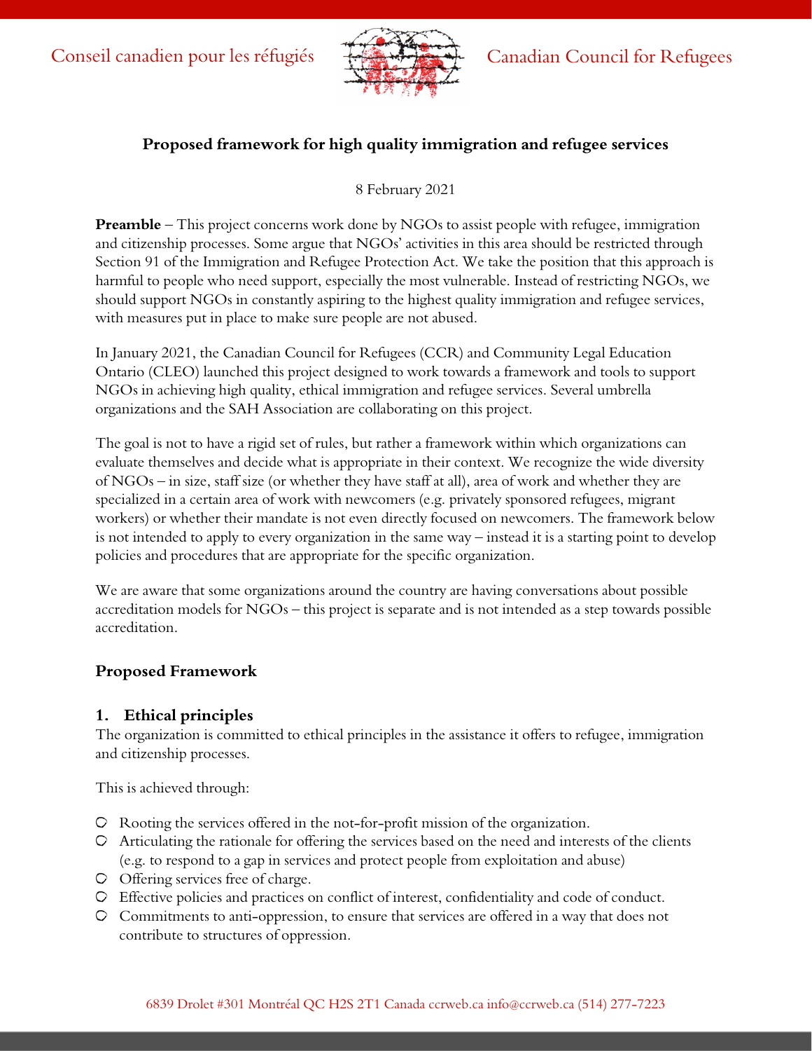Conseil canadien pour les réfugiés — Canadian Council for Refugees

# Proposed framework for high quality immigration and refugee services

8 February 2021

**Preamble** – This project concerns work done by NGOs to assist people with refugee, immigration and citizenship processes. Some argue that NGOs' activities in this area should be restricted through Section 91 of the Immigration and Refugee Protection Act. We take the position that this approach is harmful to people who need support, especially the most vulnerable. Instead of restricting NGOs, we should support NGOs in constantly aspiring to the highest quality immigration and refugee services, with measures put in place to make sure people are not abused.

In January 2021, the Canadian Council for Refugees (CCR) and Community Legal Education Ontario (CLEO) launched this project designed to work towards a framework and tools to support NGOs in achieving high quality, ethical immigration and refugee services. Several umbrella organizations and the SAH Association are collaborating on this project.

The goal is not to have a rigid set of rules, but rather a framework within which organizations can evaluate themselves and decide what is appropriate in their context. We recognize the wide diversity of NGOs – in size, staff size (or whether they have staff at all), area of work and whether they are specialized in a certain area of work with newcomers (e.g. privately sponsored refugees, migrant workers) or whether their mandate is not even directly focused on newcomers. The framework below is not intended to apply to every organization in the same way – instead it is a starting point to develop policies and procedures that are appropriate for the specific organization.

We are aware that some organizations around the country are having conversations about possible accreditation models for NGOs – this project is separate and is not intended as a step towards possible accreditation.

## Proposed Framework

### 1. Ethical principles

The organization is committed to ethical principles in the assistance it offers to refugee, immigration and citizenship processes.

This is achieved through:

- Rooting the services offered in the not-for-profit mission of the organization.
- Articulating the rationale for offering the services based on the need and interests of the clients (e.g. to respond to a gap in services and protect people from exploitation and abuse)
- Offering services free of charge.
- Effective policies and practices on conflict of interest, confidentiality and code of conduct.
- Commitments to anti-oppression, to ensure that services are offered in a way that does not contribute to structures of oppression.

6839 Drolet #301 Montréal QC H2S 2T1 Canada ccrweb.ca info@ccrweb.ca (514) 277-7223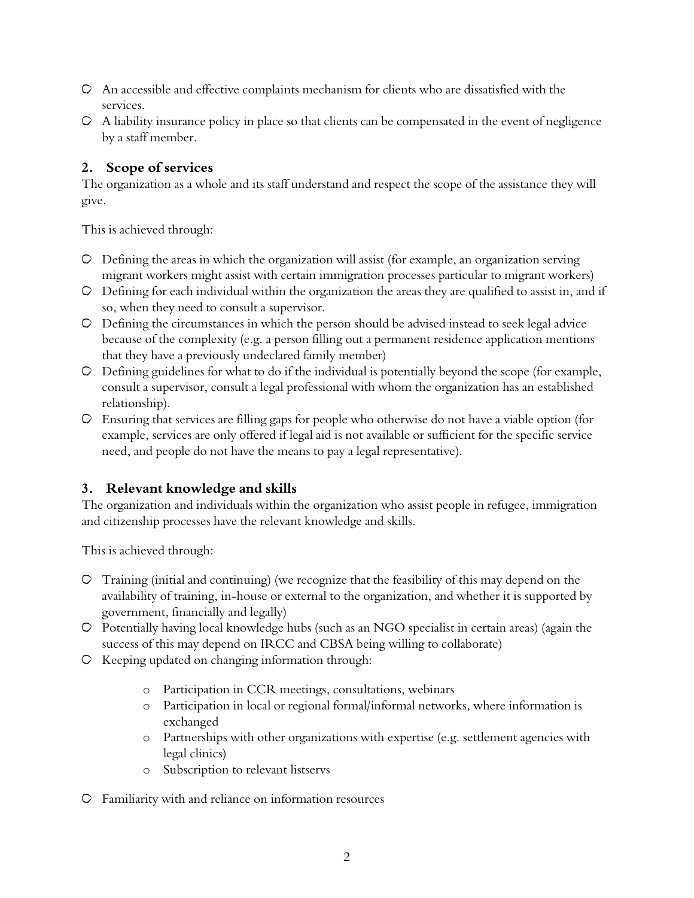- An accessible and effective complaints mechanism for clients who are dissatisfied with the services.
- A liability insurance policy in place so that clients can be compensated in the event of negligence by a staff member.

## 2. Scope of services

The organization as a whole and its staff understand and respect the scope of the assistance they will give.

This is achieved through:

- Defining the areas in which the organization will assist (for example, an organization serving migrant workers might assist with certain immigration processes particular to migrant workers)
- Defining for each individual within the organization the areas they are qualified to assist in, and if so, when they need to consult a supervisor.
- Defining the circumstances in which the person should be advised instead to seek legal advice because of the complexity (e.g. a person filling out a permanent residence application mentions that they have a previously undeclared family member)
- Defining guidelines for what to do if the individual is potentially beyond the scope (for example, consult a supervisor, consult a legal professional with whom the organization has an established relationship).
- Ensuring that services are filling gaps for people who otherwise do not have a viable option (for example, services are only offered if legal aid is not available or sufficient for the specific service need, and people do not have the means to pay a legal representative).

## 3. Relevant knowledge and skills

The organization and individuals within the organization who assist people in refugee, immigration and citizenship processes have the relevant knowledge and skills.

This is achieved through:

- Training (initial and continuing) (we recognize that the feasibility of this may depend on the availability of training, in-house or external to the organization, and whether it is supported by government, financially and legally)
- Potentially having local knowledge hubs (such as an NGO specialist in certain areas) (again the success of this may depend on IRCC and CBSA being willing to collaborate)
- Keeping updated on changing information through:
  - Participation in CCR meetings, consultations, webinars
  - Participation in local or regional formal/informal networks, where information is exchanged
  - Partnerships with other organizations with expertise (e.g. settlement agencies with legal clinics)
  - Subscription to relevant listservs
- Familiarity with and reliance on information resources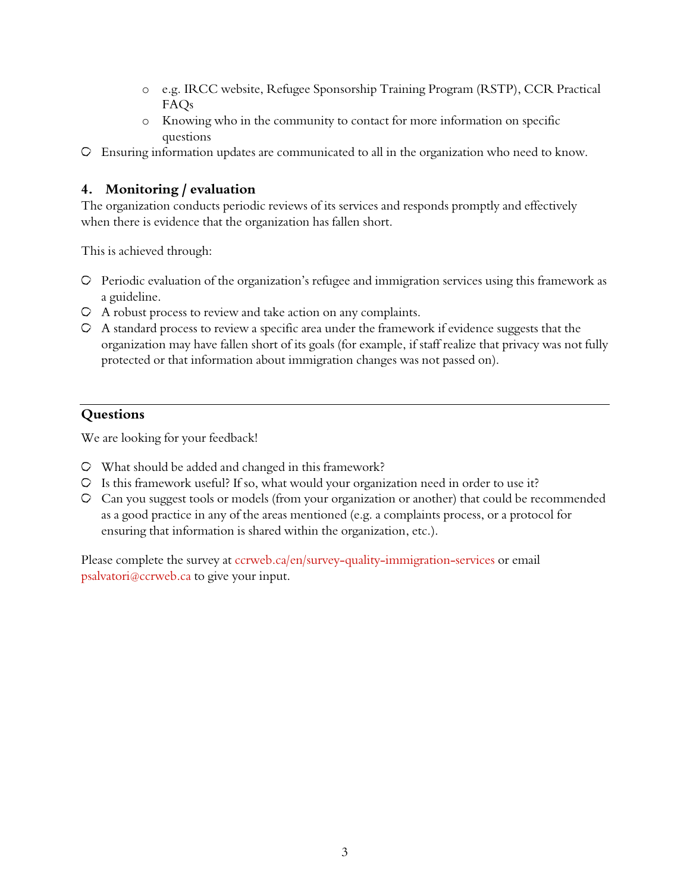- e.g. IRCC website, Refugee Sponsorship Training Program (RSTP), CCR Practical FAQs
  - Knowing who in the community to contact for more information on specific questions
- Ensuring information updates are communicated to all in the organization who need to know.

### 4. Monitoring / evaluation

The organization conducts periodic reviews of its services and responds promptly and effectively when there is evidence that the organization has fallen short.

This is achieved through:

- Periodic evaluation of the organization's refugee and immigration services using this framework as a guideline.
- A robust process to review and take action on any complaints.
- A standard process to review a specific area under the framework if evidence suggests that the organization may have fallen short of its goals (for example, if staff realize that privacy was not fully protected or that information about immigration changes was not passed on).

---

## Questions

We are looking for your feedback!

- What should be added and changed in this framework?
- Is this framework useful? If so, what would your organization need in order to use it?
- Can you suggest tools or models (from your organization or another) that could be recommended as a good practice in any of the areas mentioned (e.g. a complaints process, or a protocol for ensuring that information is shared within the organization, etc.).

Please complete the survey at ccrweb.ca/en/survey-quality-immigration-services or email psalvatori@ccrweb.ca to give your input.